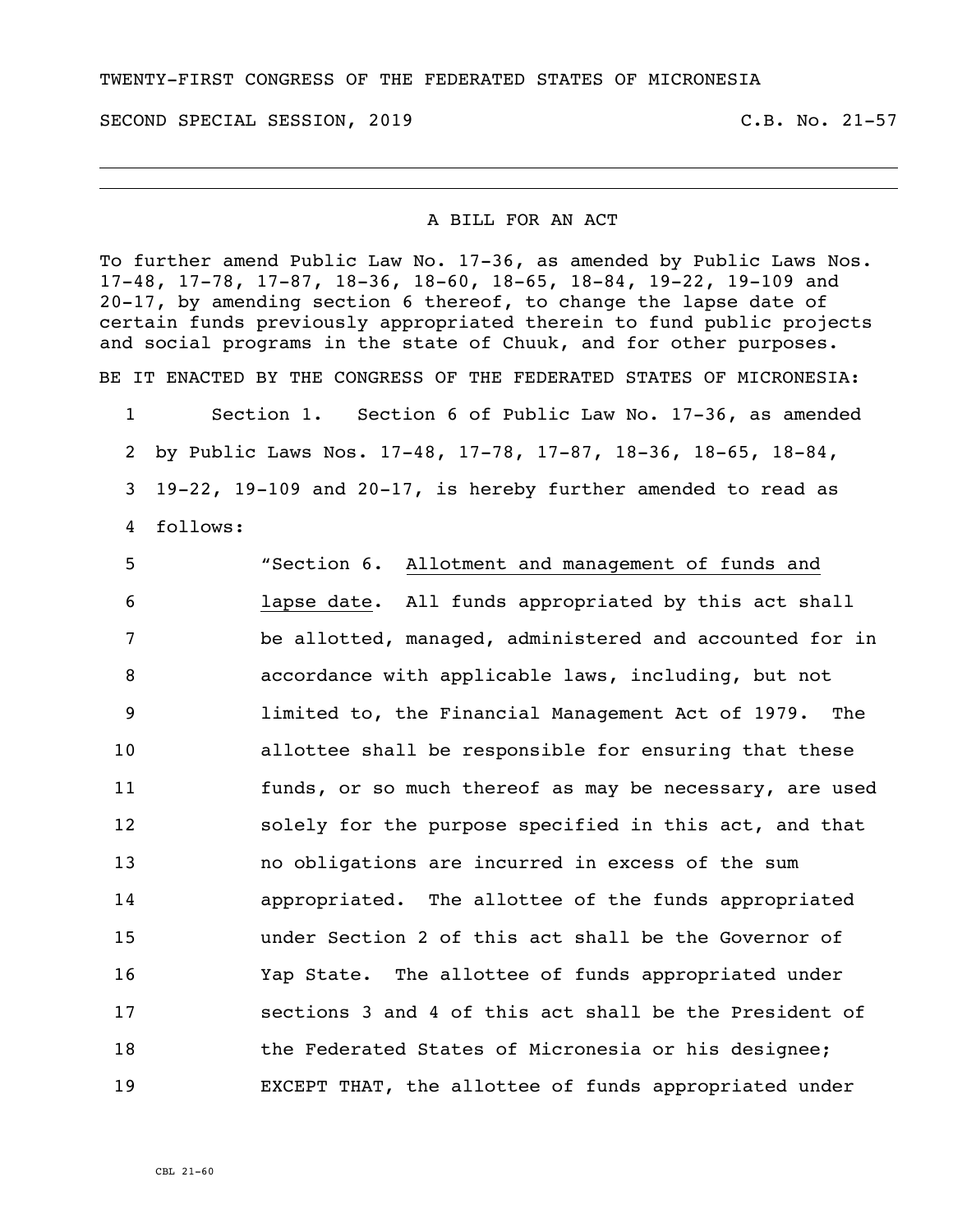TWENTY-FIRST CONGRESS OF THE FEDERATED STATES OF MICRONESIA

SECOND SPECIAL SESSION, 2019 C.B. No. 21-57

---

A BILL FOR AN ACT

To further amend Public Law No. 17-36, as amended by Public Laws Nos. 17-48, 17-78, 17-87, 18-36, 18-60, 18-65, 18-84, 19-22, 19-109 and 20-17, by amending section 6 thereof, to change the lapse date of certain funds previously appropriated therein to fund public projects and social programs in the state of Chuuk, and for other purposes.

BE IT ENACTED BY THE CONGRESS OF THE FEDERATED STATES OF MICRONESIA:

1 Section 1. Section 6 of Public Law No. 17-36, as amended
2 by Public Laws Nos. 17-48, 17-78, 17-87, 18-36, 18-65, 18-84,
3 19-22, 19-109 and 20-17, is hereby further amended to read as
4 follows:

5 "Section 6. Allotment and management of funds and
6 lapse date. All funds appropriated by this act shall
7 be allotted, managed, administered and accounted for in
8 accordance with applicable laws, including, but not
9 limited to, the Financial Management Act of 1979. The
10 allottee shall be responsible for ensuring that these
11 funds, or so much thereof as may be necessary, are used
12 solely for the purpose specified in this act, and that
13 no obligations are incurred in excess of the sum
14 appropriated. The allottee of the funds appropriated
15 under Section 2 of this act shall be the Governor of
16 Yap State. The allottee of funds appropriated under
17 sections 3 and 4 of this act shall be the President of
18 the Federated States of Micronesia or his designee;
19 EXCEPT THAT, the allottee of funds appropriated under

CBL 21-60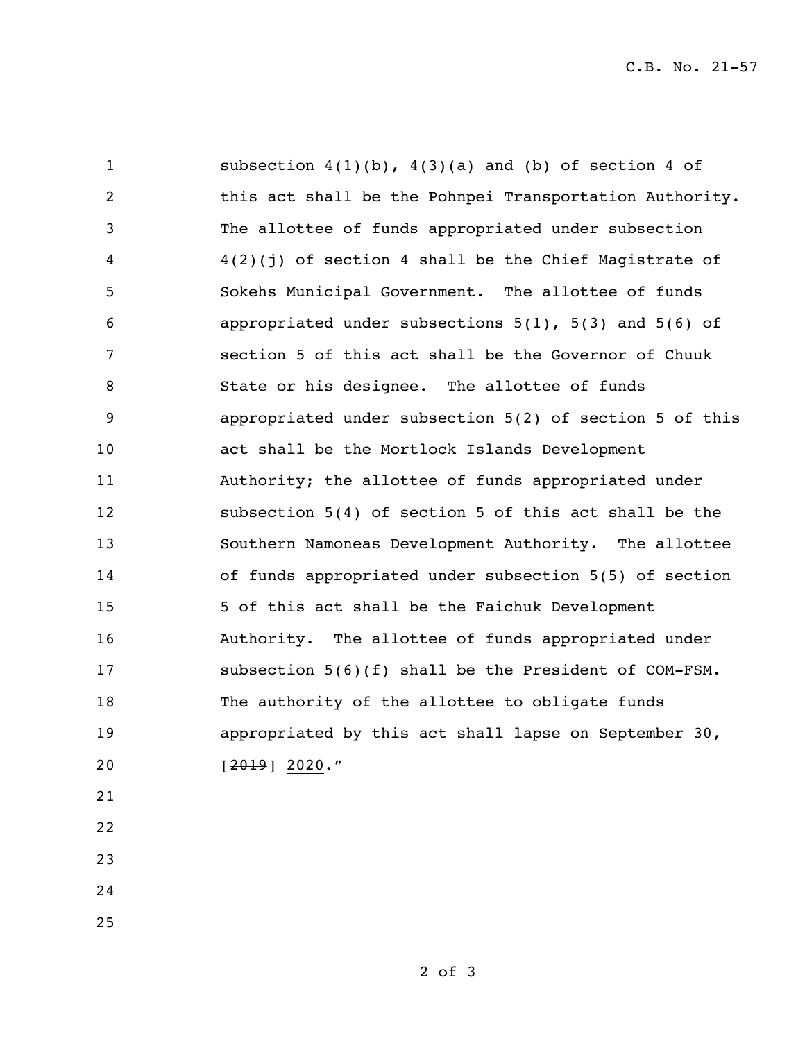subsection 4(1)(b), 4(3)(a) and (b) of section 4 of this act shall be the Pohnpei Transportation Authority. The allottee of funds appropriated under subsection 4(2)(j) of section 4 shall be the Chief Magistrate of Sokehs Municipal Government. The allottee of funds appropriated under subsections 5(1), 5(3) and 5(6) of section 5 of this act shall be the Governor of Chuuk State or his designee. The allottee of funds appropriated under subsection 5(2) of section 5 of this act shall be the Mortlock Islands Development Authority; the allottee of funds appropriated under subsection 5(4) of section 5 of this act shall be the Southern Namoneas Development Authority. The allottee of funds appropriated under subsection 5(5) of section 5 of this act shall be the Faichuk Development Authority. The allottee of funds appropriated under subsection 5(6)(f) shall be the President of COM-FSM. The authority of the allottee to obligate funds appropriated by this act shall lapse on September 30, [~~2019~~] <u>2020</u>."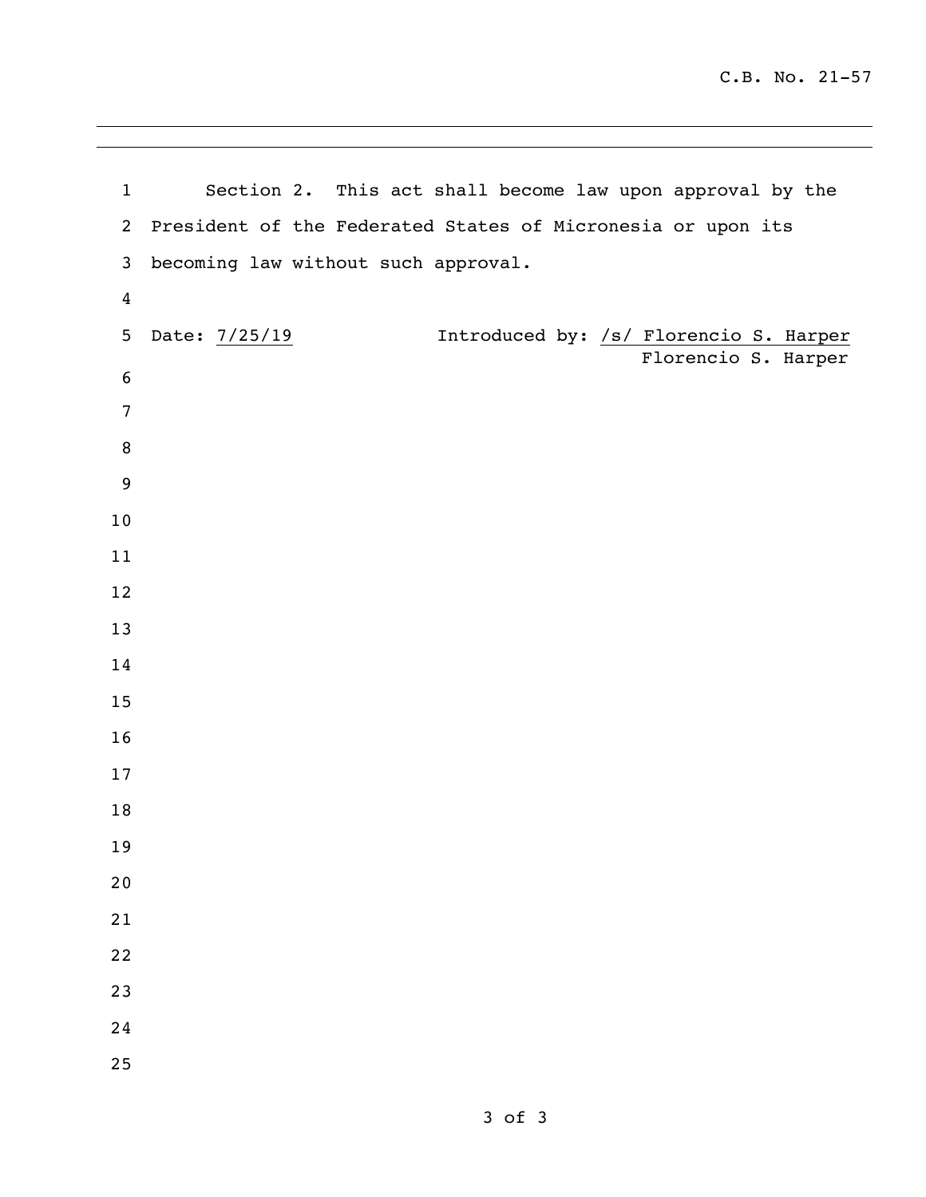Section 2. This act shall become law upon approval by the President of the Federated States of Micronesia or upon its becoming law without such approval.

Date: 7/25/19    Introduced by: /s/ Florencio S. Harper
Florencio S. Harper